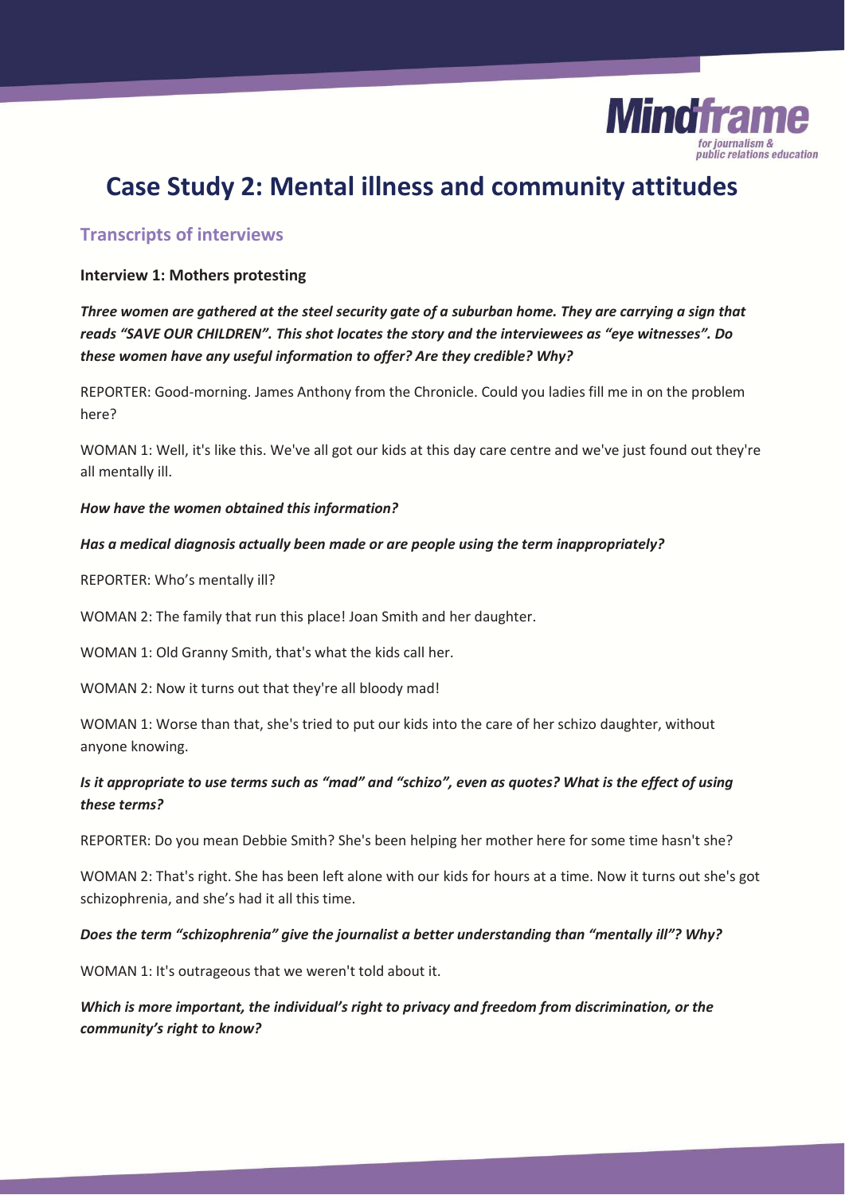# Case Study 2: Mental illness and community attitudes

## Transcripts of interviews

**Interview 1: Mothers protesting**

***Three women are gathered at the steel security gate of a suburban home. They are carrying a sign that reads "SAVE OUR CHILDREN". This shot locates the story and the interviewees as "eye witnesses". Do these women have any useful information to offer? Are they credible? Why?***

REPORTER: Good-morning. James Anthony from the Chronicle. Could you ladies fill me in on the problem here?

WOMAN 1: Well, it's like this. We've all got our kids at this day care centre and we've just found out they're all mentally ill.

***How have the women obtained this information?***

***Has a medical diagnosis actually been made or are people using the term inappropriately?***

REPORTER: Who's mentally ill?

WOMAN 2: The family that run this place! Joan Smith and her daughter.

WOMAN 1: Old Granny Smith, that's what the kids call her.

WOMAN 2: Now it turns out that they're all bloody mad!

WOMAN 1: Worse than that, she's tried to put our kids into the care of her schizo daughter, without anyone knowing.

***Is it appropriate to use terms such as "mad" and "schizo", even as quotes? What is the effect of using these terms?***

REPORTER: Do you mean Debbie Smith? She's been helping her mother here for some time hasn't she?

WOMAN 2: That's right. She has been left alone with our kids for hours at a time. Now it turns out she's got schizophrenia, and she's had it all this time.

***Does the term "schizophrenia" give the journalist a better understanding than "mentally ill"? Why?***

WOMAN 1: It's outrageous that we weren't told about it.

***Which is more important, the individual's right to privacy and freedom from discrimination, or the community's right to know?***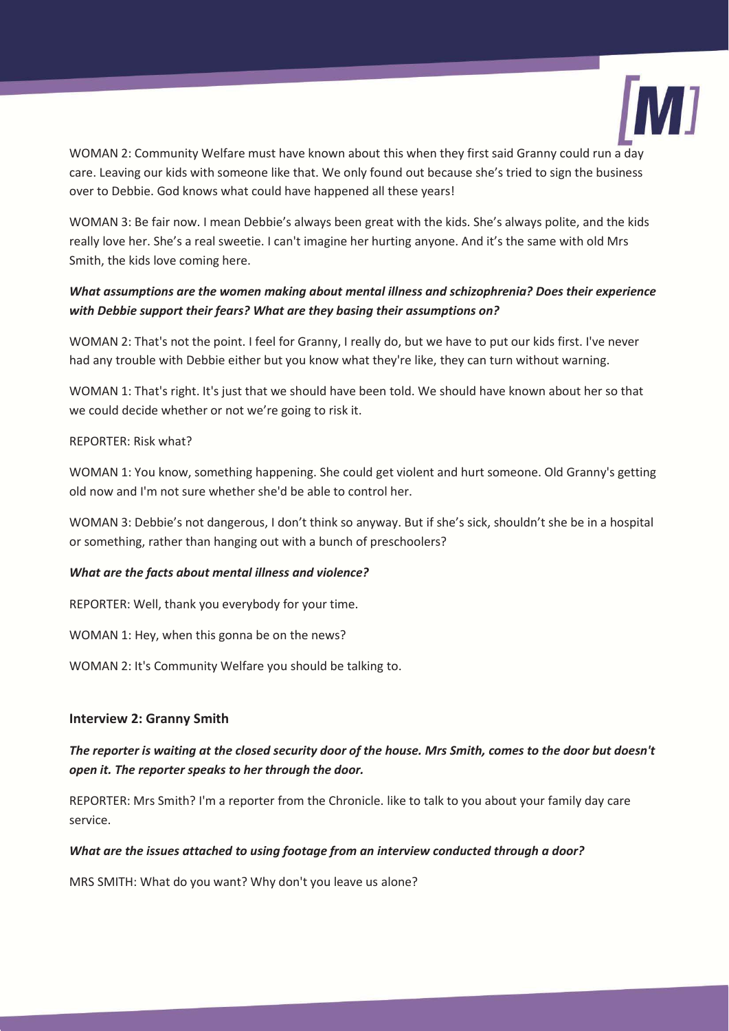WOMAN 2: Community Welfare must have known about this when they first said Granny could run a day care. Leaving our kids with someone like that. We only found out because she's tried to sign the business over to Debbie. God knows what could have happened all these years!

WOMAN 3: Be fair now. I mean Debbie's always been great with the kids. She's always polite, and the kids really love her. She's a real sweetie. I can't imagine her hurting anyone. And it's the same with old Mrs Smith, the kids love coming here.

***What assumptions are the women making about mental illness and schizophrenia? Does their experience with Debbie support their fears? What are they basing their assumptions on?***

WOMAN 2: That's not the point. I feel for Granny, I really do, but we have to put our kids first. I've never had any trouble with Debbie either but you know what they're like, they can turn without warning.

WOMAN 1: That's right. It's just that we should have been told. We should have known about her so that we could decide whether or not we're going to risk it.

REPORTER: Risk what?

WOMAN 1: You know, something happening. She could get violent and hurt someone. Old Granny's getting old now and I'm not sure whether she'd be able to control her.

WOMAN 3: Debbie's not dangerous, I don't think so anyway. But if she's sick, shouldn't she be in a hospital or something, rather than hanging out with a bunch of preschoolers?

***What are the facts about mental illness and violence?***

REPORTER: Well, thank you everybody for your time.

WOMAN 1: Hey, when this gonna be on the news?

WOMAN 2: It's Community Welfare you should be talking to.

### Interview 2: Granny Smith

***The reporter is waiting at the closed security door of the house. Mrs Smith, comes to the door but doesn't open it. The reporter speaks to her through the door.***

REPORTER: Mrs Smith? I'm a reporter from the Chronicle. like to talk to you about your family day care service.

***What are the issues attached to using footage from an interview conducted through a door?***

MRS SMITH: What do you want? Why don't you leave us alone?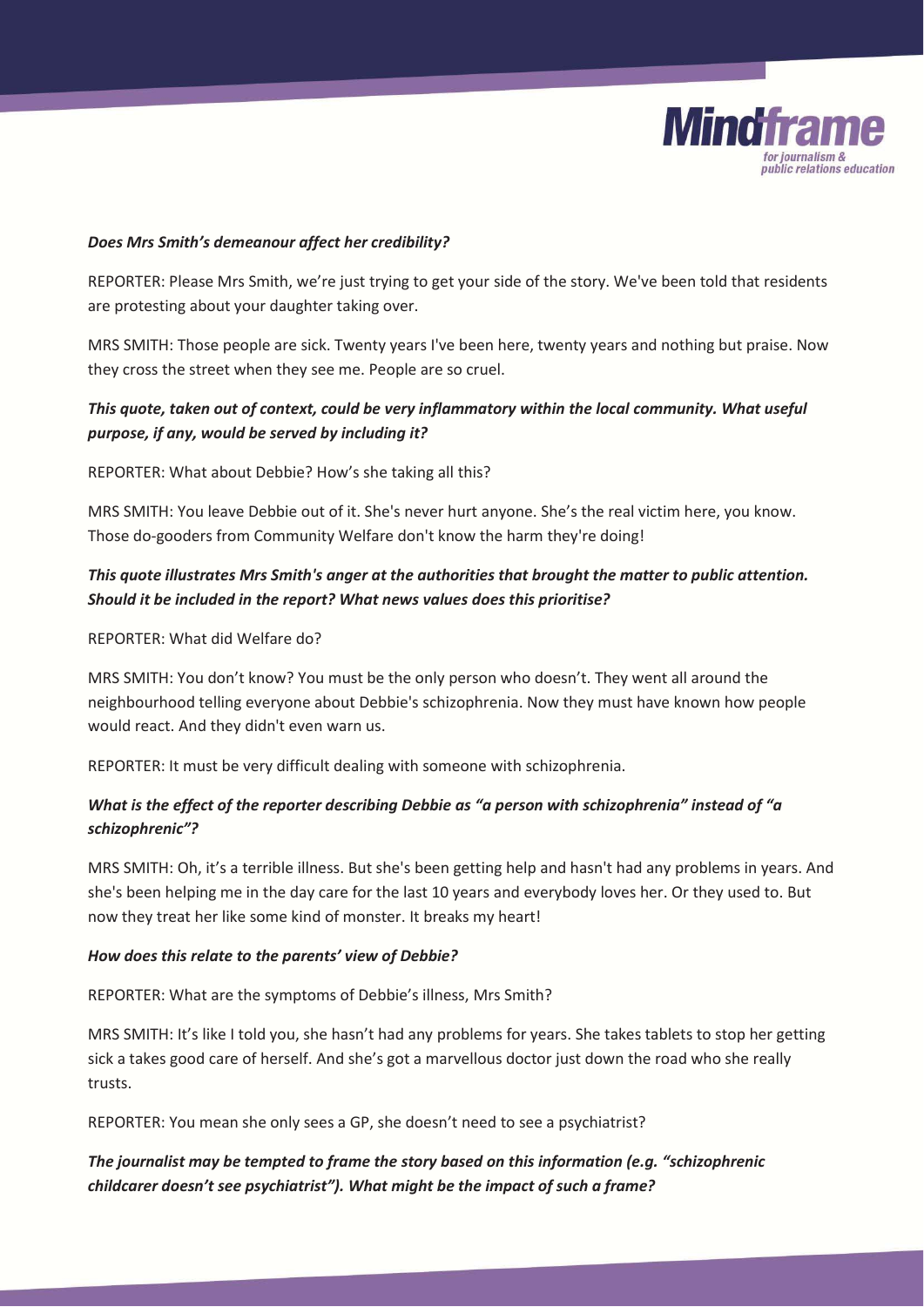***Does Mrs Smith's demeanour affect her credibility?***

REPORTER: Please Mrs Smith, we're just trying to get your side of the story. We've been told that residents are protesting about your daughter taking over.

MRS SMITH: Those people are sick. Twenty years I've been here, twenty years and nothing but praise. Now they cross the street when they see me. People are so cruel.

***This quote, taken out of context, could be very inflammatory within the local community. What useful purpose, if any, would be served by including it?***

REPORTER: What about Debbie? How's she taking all this?

MRS SMITH: You leave Debbie out of it. She's never hurt anyone. She's the real victim here, you know. Those do-gooders from Community Welfare don't know the harm they're doing!

***This quote illustrates Mrs Smith's anger at the authorities that brought the matter to public attention. Should it be included in the report? What news values does this prioritise?***

REPORTER: What did Welfare do?

MRS SMITH: You don't know? You must be the only person who doesn't. They went all around the neighbourhood telling everyone about Debbie's schizophrenia. Now they must have known how people would react. And they didn't even warn us.

REPORTER: It must be very difficult dealing with someone with schizophrenia.

***What is the effect of the reporter describing Debbie as "a person with schizophrenia" instead of "a schizophrenic"?***

MRS SMITH: Oh, it's a terrible illness. But she's been getting help and hasn't had any problems in years. And she's been helping me in the day care for the last 10 years and everybody loves her. Or they used to. But now they treat her like some kind of monster. It breaks my heart!

***How does this relate to the parents' view of Debbie?***

REPORTER: What are the symptoms of Debbie's illness, Mrs Smith?

MRS SMITH: It's like I told you, she hasn't had any problems for years. She takes tablets to stop her getting sick a takes good care of herself. And she's got a marvellous doctor just down the road who she really trusts.

REPORTER: You mean she only sees a GP, she doesn't need to see a psychiatrist?

***The journalist may be tempted to frame the story based on this information (e.g. "schizophrenic childcarer doesn't see psychiatrist"). What might be the impact of such a frame?***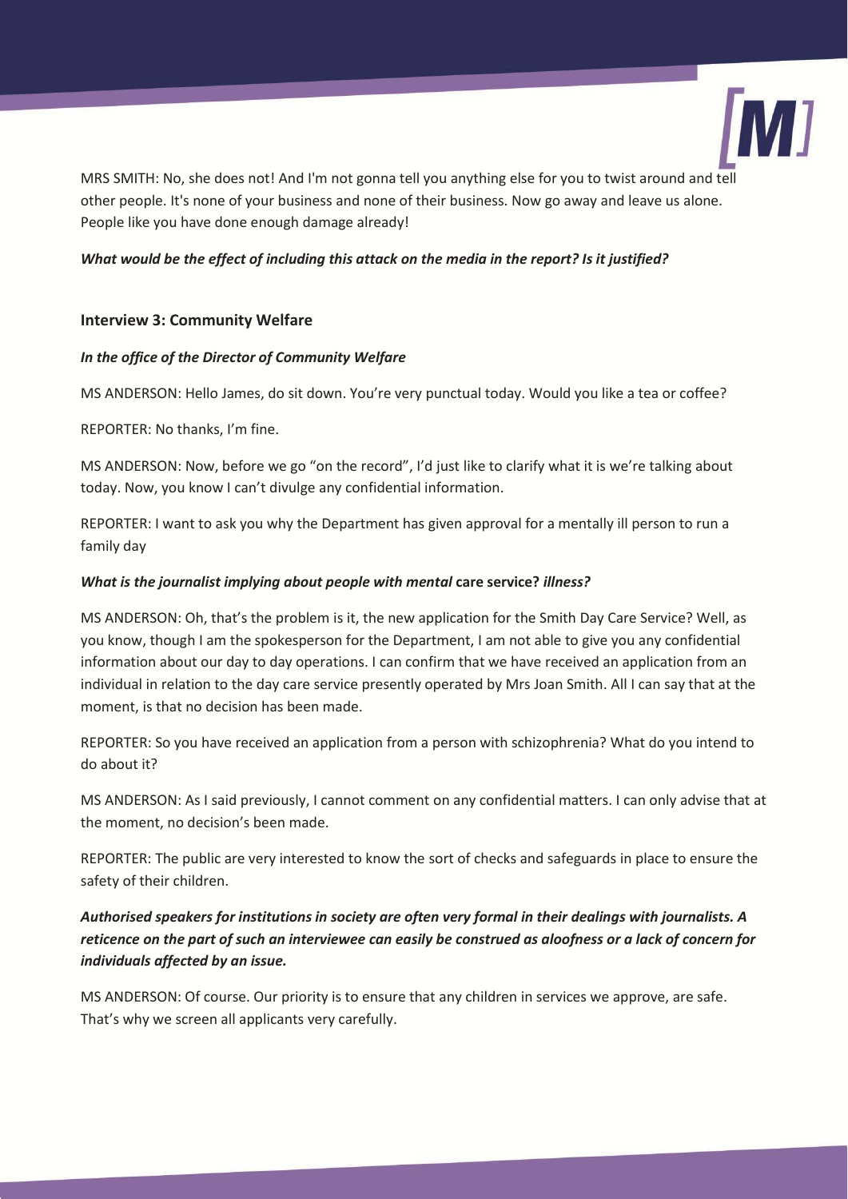MRS SMITH: No, she does not! And I'm not gonna tell you anything else for you to twist around and tell other people. It's none of your business and none of their business. Now go away and leave us alone. People like you have done enough damage already!

***What would be the effect of including this attack on the media in the report? Is it justified?***

### Interview 3: Community Welfare

***In the office of the Director of Community Welfare***

MS ANDERSON: Hello James, do sit down. You're very punctual today. Would you like a tea or coffee?

REPORTER: No thanks, I'm fine.

MS ANDERSON: Now, before we go "on the record", I'd just like to clarify what it is we're talking about today. Now, you know I can't divulge any confidential information.

REPORTER: I want to ask you why the Department has given approval for a mentally ill person to run a family day

***What is the journalist implying about people with mental*** **care service?** ***illness?***

MS ANDERSON: Oh, that's the problem is it, the new application for the Smith Day Care Service? Well, as you know, though I am the spokesperson for the Department, I am not able to give you any confidential information about our day to day operations. I can confirm that we have received an application from an individual in relation to the day care service presently operated by Mrs Joan Smith. All I can say that at the moment, is that no decision has been made.

REPORTER: So you have received an application from a person with schizophrenia? What do you intend to do about it?

MS ANDERSON: As I said previously, I cannot comment on any confidential matters. I can only advise that at the moment, no decision's been made.

REPORTER: The public are very interested to know the sort of checks and safeguards in place to ensure the safety of their children.

***Authorised speakers for institutions in society are often very formal in their dealings with journalists. A reticence on the part of such an interviewee can easily be construed as aloofness or a lack of concern for individuals affected by an issue.***

MS ANDERSON: Of course. Our priority is to ensure that any children in services we approve, are safe. That's why we screen all applicants very carefully.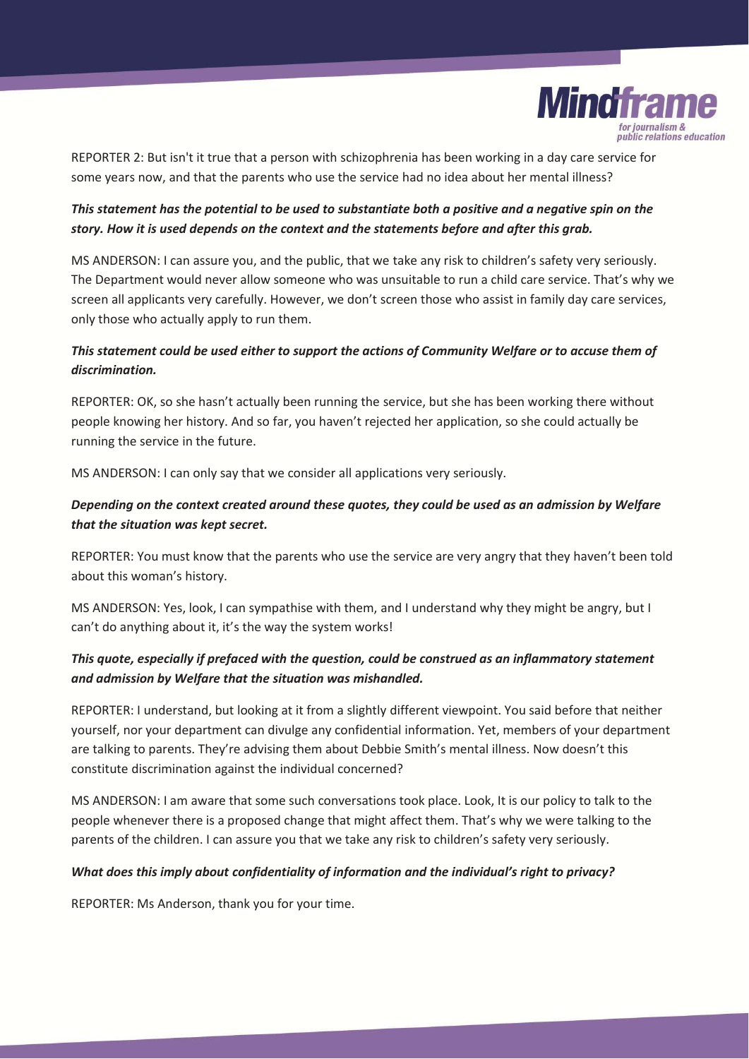REPORTER 2: But isn't it true that a person with schizophrenia has been working in a day care service for some years now, and that the parents who use the service had no idea about her mental illness?

***This statement has the potential to be used to substantiate both a positive and a negative spin on the story. How it is used depends on the context and the statements before and after this grab.***

MS ANDERSON: I can assure you, and the public, that we take any risk to children's safety very seriously. The Department would never allow someone who was unsuitable to run a child care service. That's why we screen all applicants very carefully. However, we don't screen those who assist in family day care services, only those who actually apply to run them.

***This statement could be used either to support the actions of Community Welfare or to accuse them of discrimination.***

REPORTER: OK, so she hasn't actually been running the service, but she has been working there without people knowing her history. And so far, you haven't rejected her application, so she could actually be running the service in the future.

MS ANDERSON: I can only say that we consider all applications very seriously.

***Depending on the context created around these quotes, they could be used as an admission by Welfare that the situation was kept secret.***

REPORTER: You must know that the parents who use the service are very angry that they haven't been told about this woman's history.

MS ANDERSON: Yes, look, I can sympathise with them, and I understand why they might be angry, but I can't do anything about it, it's the way the system works!

***This quote, especially if prefaced with the question, could be construed as an inflammatory statement and admission by Welfare that the situation was mishandled.***

REPORTER: I understand, but looking at it from a slightly different viewpoint. You said before that neither yourself, nor your department can divulge any confidential information. Yet, members of your department are talking to parents. They're advising them about Debbie Smith's mental illness. Now doesn't this constitute discrimination against the individual concerned?

MS ANDERSON: I am aware that some such conversations took place. Look, It is our policy to talk to the people whenever there is a proposed change that might affect them. That's why we were talking to the parents of the children. I can assure you that we take any risk to children's safety very seriously.

***What does this imply about confidentiality of information and the individual's right to privacy?***

REPORTER: Ms Anderson, thank you for your time.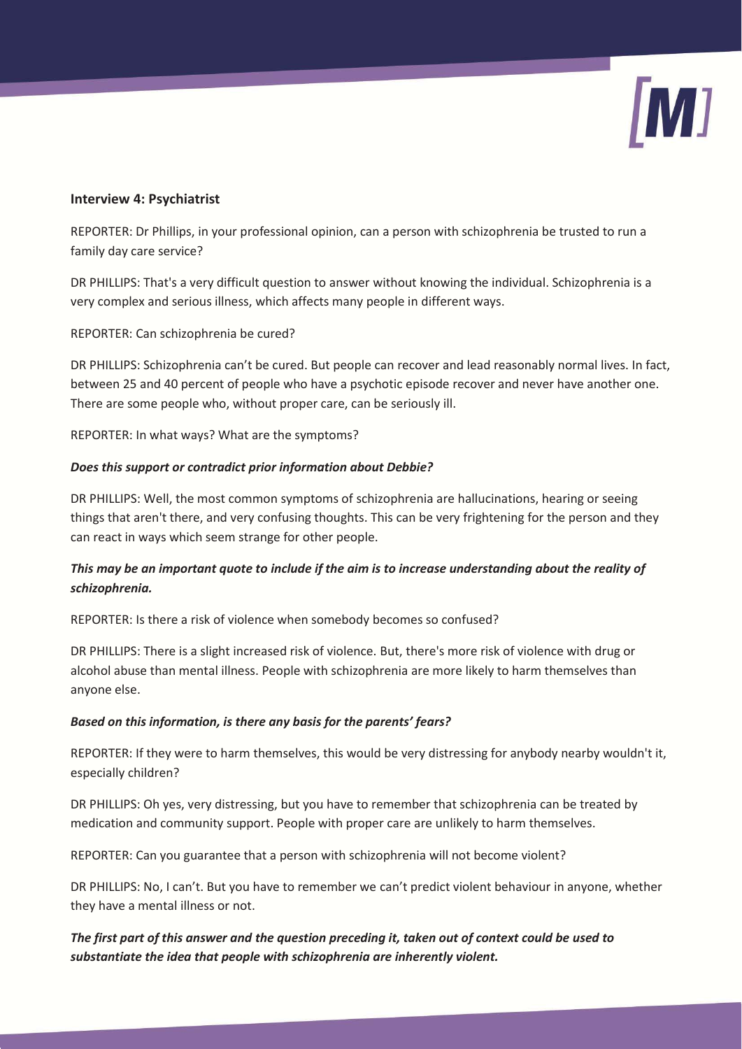### Interview 4: Psychiatrist

REPORTER: Dr Phillips, in your professional opinion, can a person with schizophrenia be trusted to run a family day care service?

DR PHILLIPS: That's a very difficult question to answer without knowing the individual. Schizophrenia is a very complex and serious illness, which affects many people in different ways.

REPORTER: Can schizophrenia be cured?

DR PHILLIPS: Schizophrenia can't be cured. But people can recover and lead reasonably normal lives. In fact, between 25 and 40 percent of people who have a psychotic episode recover and never have another one. There are some people who, without proper care, can be seriously ill.

REPORTER: In what ways? What are the symptoms?

***Does this support or contradict prior information about Debbie?***

DR PHILLIPS: Well, the most common symptoms of schizophrenia are hallucinations, hearing or seeing things that aren't there, and very confusing thoughts. This can be very frightening for the person and they can react in ways which seem strange for other people.

***This may be an important quote to include if the aim is to increase understanding about the reality of schizophrenia.***

REPORTER: Is there a risk of violence when somebody becomes so confused?

DR PHILLIPS: There is a slight increased risk of violence. But, there's more risk of violence with drug or alcohol abuse than mental illness. People with schizophrenia are more likely to harm themselves than anyone else.

***Based on this information, is there any basis for the parents' fears?***

REPORTER: If they were to harm themselves, this would be very distressing for anybody nearby wouldn't it, especially children?

DR PHILLIPS: Oh yes, very distressing, but you have to remember that schizophrenia can be treated by medication and community support. People with proper care are unlikely to harm themselves.

REPORTER: Can you guarantee that a person with schizophrenia will not become violent?

DR PHILLIPS: No, I can't. But you have to remember we can't predict violent behaviour in anyone, whether they have a mental illness or not.

***The first part of this answer and the question preceding it, taken out of context could be used to substantiate the idea that people with schizophrenia are inherently violent.***